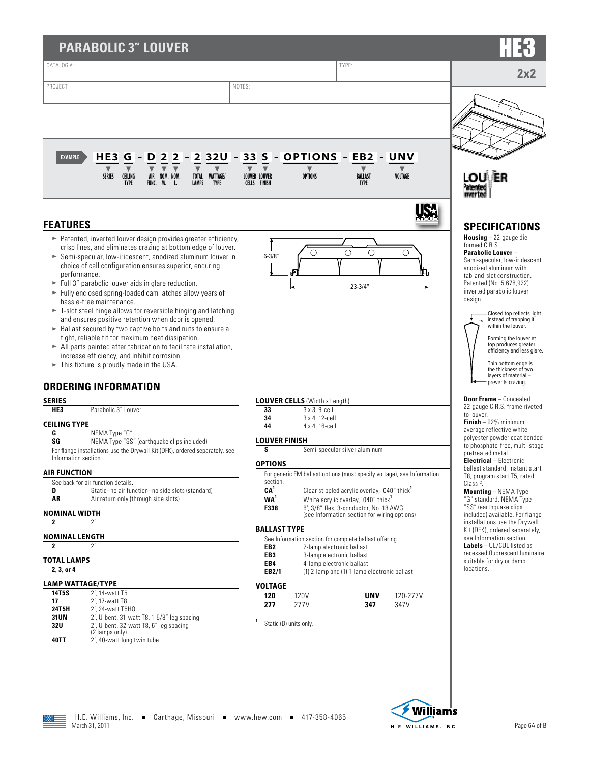# PARABOLIC 3" LOUVER

**HE3**

**2x2**

CATALOG #:

TYPE:

PROJECT:

NOTES:

**EXAMPLE** HE3 G - D 2 2 - 2 32U - 33 S - OPTIONS - EB2 - UNV

| HE3 | G | D | 2 | 2 | 2 | 32U | 33 | S | OPTIONS | EB2 | UNV |
|---|---|---|---|---|---|---|---|---|---|---|---|
| SERIES | CEILING TYPE | AIR FUNC. | NOM. W. | NOM. L. | TOTAL LAMPS | WATTAGE/ TYPE | LOUVER CELLS | LOUVER FINISH | OPTIONS | BALLAST TYPE | VOLTAGE |

## FEATURES

- Patented, inverted louver design provides greater efficiency, crisp lines, and eliminates crazing at bottom edge of louver.
- Semi-specular, low-iridescent, anodized aluminum louver in choice of cell configuration ensures superior, enduring performance.
- Full 3" parabolic louver aids in glare reduction.
- Fully enclosed spring-loaded cam latches allow years of hassle-free maintenance.
- T-slot steel hinge allows for reversible hinging and latching and ensures positive retention when door is opened.
- Ballast secured by two captive bolts and nuts to ensure a tight, reliable fit for maximum heat dissipation.
- All parts painted after fabrication to facilitate installation, increase efficiency, and inhibit corrosion.
- This fixture is proudly made in the USA.

6-3/8"

23-3/4"

## ORDERING INFORMATION

### SERIES

| | |
|---|---|
| **HE3** | Parabolic 3" Louver |

### CEILING TYPE

| | |
|---|---|
| **G** | NEMA Type "G" |
| **SG** | NEMA Type "SS" (earthquake clips included) |

For flange installations use the Drywall Kit (DFK), ordered separately, see Information section.

### AIR FUNCTION

See back for air function details.

| | |
|---|---|
| **D** | Static–no side air function–no side slots (standard) |
| **AR** | Air return only (through side slots) |

### NOMINAL WIDTH

| | |
|---|---|
| **2** | 2' |

### NOMINAL LENGTH

| | |
|---|---|
| **2** | 2' |

### TOTAL LAMPS

**2, 3, or 4**

### LAMP WATTAGE/TYPE

| | |
|---|---|
| **14T5S** | 2', 14-watt T5 |
| **17** | 2', 17-watt T8 |
| **24T5H** | 2', 24-watt T5HO |
| **31UN** | 2', U-bent, 31-watt T8, 1-5/8" leg spacing |
| **32U** | 2', U-bent, 32-watt T8, 6" leg spacing (2 lamps only) |
| **40TT** | 2', 40-watt long twin tube |

### LOUVER CELLS (Width x Length)

| | |
|---|---|
| **33** | 3 x 3, 9-cell |
| **34** | 3 x 4, 12-cell |
| **44** | 4 x 4, 16-cell |

### LOUVER FINISH

| | |
|---|---|
| **S** | Semi-specular silver aluminum |

### OPTIONS

For generic EM ballast options (must specify voltage), see Information section.

| | |
|---|---|
| **CA**[1] | Clear stippled acrylic overlay, .040" thick[1] |
| **WA**[1] | White acrylic overlay, .040" thick[1] |
| **F338** | 6', 3/8" flex, 3-conductor, No. 18 AWG (see Information section for wiring options) |

### BALLAST TYPE

See Information section for complete ballast offering.

| | |
|---|---|
| **EB2** | 2-lamp electronic ballast |
| **EB3** | 3-lamp electronic ballast |
| **EB4** | 4-lamp electronic ballast |
| **EB2/1** | (1) 2-lamp and (1) 1-lamp electronic ballast |

### VOLTAGE

| | | | |
|---|---|---|---|
| **120** | 120V | **UNV** | 120-277V |
| **277** | 277V | **347** | 347V |

[1] Static (D) units only.

## SPECIFICATIONS

**Housing** – 22-gauge die-formed C.R.S.

**Parabolic Louver** – Semi-specular, low-iridescent anodized aluminum with tab-and-slot construction. Patented (No. 5,678,922) inverted parabolic louver design.

Closed top reflects light instead of trapping it within the louver.

Forming the louver at top produces greater efficiency and less glare.

Thin bottom edge is the thickness of two layers of material – prevents crazing.

**Door Frame** – Concealed 22-gauge C.R.S. frame riveted to louver.

**Finish** – 92% minimum average reflective white polyester powder coat bonded to phosphate-free, multi-stage pretreated metal.

**Electrical** – Electronic ballast standard, instant start T8, program start T5, rated Class P.

**Mounting** – NEMA Type "G" standard. NEMA Type "SS" (earthquake clips included) available. For flange installations use the Drywall Kit (DFK), ordered separately, see Information section.

**Labels** – UL/CUL listed as recessed fluorescent luminaire suitable for dry or damp locations.

H.E. Williams, Inc. ■ Carthage, Missouri ■ www.hew.com ■ 417-358-4065

March 31, 2011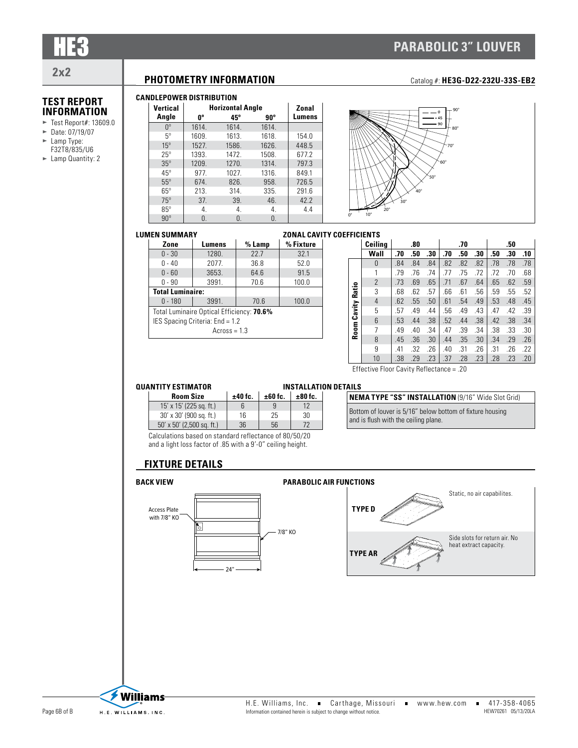# HE3

# PARABOLIC 3" LOUVER

## 2x2

## TEST REPORT INFORMATION

- Test Report#: 13609.0
- Date: 07/19/07
- Lamp Type: F32T8/835/U6
- Lamp Quantity: 2

## PHOTOMETRY INFORMATION

Catalog #: **HE3G-D22-232U-33S-EB2**

### CANDLEPOWER DISTRIBUTION

| Vertical Angle | Horizontal Angle 0° | 45° | 90° | Zonal Lumens |
|---|---|---|---|---|
| 0° | 1614. | 1614. | 1614. | |
| 5° | 1609. | 1613. | 1618. | 154.0 |
| 15° | 1527. | 1586. | 1626. | 448.5 |
| 25° | 1393. | 1472. | 1508. | 677.2 |
| 35° | 1209. | 1270. | 1314. | 797.3 |
| 45° | 977. | 1027. | 1316. | 849.1 |
| 55° | 674. | 826. | 958. | 726.5 |
| 65° | 213. | 314. | 335. | 291.6 |
| 75° | 37. | 39. | 46. | 42.2 |
| 85° | 4. | 4. | 4. | 4.4 |
| 90° | 0. | 0. | 0. | |

0
45
90
90°
80°
70°
60°
50°
40°
30°
20°
10°
0°

### LUMEN SUMMARY

| Zone | Lumens | % Lamp | % Fixture |
|---|---|---|---|
| 0 - 30 | 1280. | 22.7 | 32.1 |
| 0 - 40 | 2077. | 36.8 | 52.0 |
| 0 - 60 | 3653. | 64.6 | 91.5 |
| 0 - 90 | 3991. | 70.6 | 100.0 |
| **Total Luminaire:** | | | |
| 0 - 180 | 3991. | 70.6 | 100.0 |

Total Luminaire Optical Efficiency: **70.6%**

IES Spacing Criteria: End = 1.2

Across = 1.3

### ZONAL CAVITY COEFFICIENTS

| Ceiling | .80 | | | .70 | | | .50 | | |
|---|---|---|---|---|---|---|---|---|---|
| **Wall** | **.70** | **.50** | **.30** | **.70** | **.50** | **.30** | **.50** | **.30** | **.10** |
| Room Cavity Ratio 0 | .84 | .84 | .84 | .82 | .82 | .82 | .78 | .78 | .78 |
| 1 | .79 | .76 | .74 | .77 | .75 | .72 | .72 | .70 | .68 |
| 2 | .73 | .69 | .65 | .71 | .67 | .64 | .65 | .62 | .59 |
| 3 | .68 | .62 | .57 | .66 | .61 | .56 | .59 | .55 | .52 |
| 4 | .62 | .55 | .50 | .61 | .54 | .49 | .53 | .48 | .45 |
| 5 | .57 | .49 | .44 | .56 | .49 | .43 | .47 | .42 | .39 |
| 6 | .53 | .44 | .38 | .52 | .44 | .38 | .42 | .38 | .34 |
| 7 | .49 | .40 | .34 | .47 | .39 | .34 | .38 | .33 | .30 |
| 8 | .45 | .36 | .30 | .44 | .35 | .30 | .34 | .29 | .26 |
| 9 | .41 | .32 | .26 | .40 | .31 | .26 | .31 | .26 | .22 |
| 10 | .38 | .29 | .23 | .37 | .28 | .23 | .28 | .23 | .20 |

Effective Floor Cavity Reflectance = .20

### QUANTITY ESTIMATOR

| Room Size | ±40 fc. | ±60 fc. | ±80 fc. |
|---|---|---|---|
| 15' x 15' (225 sq. ft.) | 6 | 9 | 12 |
| 30' x 30' (900 sq. ft.) | 16 | 25 | 30 |
| 50' x 50' (2,500 sq. ft.) | 36 | 56 | 72 |

Calculations based on standard reflectance of 80/50/20 and a light loss factor of .85 with a 9'-0" ceiling height.

### INSTALLATION DETAILS

**NEMA TYPE "SS" INSTALLATION** (9/16" Wide Slot Grid)

Bottom of louver is 5/16" below bottom of fixture housing and is flush with the ceiling plane.

## FIXTURE DETAILS

### BACK VIEW

Access Plate with 7/8" KO

7/8" KO

24"

### PARABOLIC AIR FUNCTIONS

**TYPE D** — Static, no air capabilites.

**TYPE AR** — Side slots for return air. No heat extract capacity.

H.E. Williams, Inc. ■ Carthage, Missouri ■ www.hew.com ■ 417-358-4065

Information contained herein is subject to change without notice. HEW70261 05/13/20LA